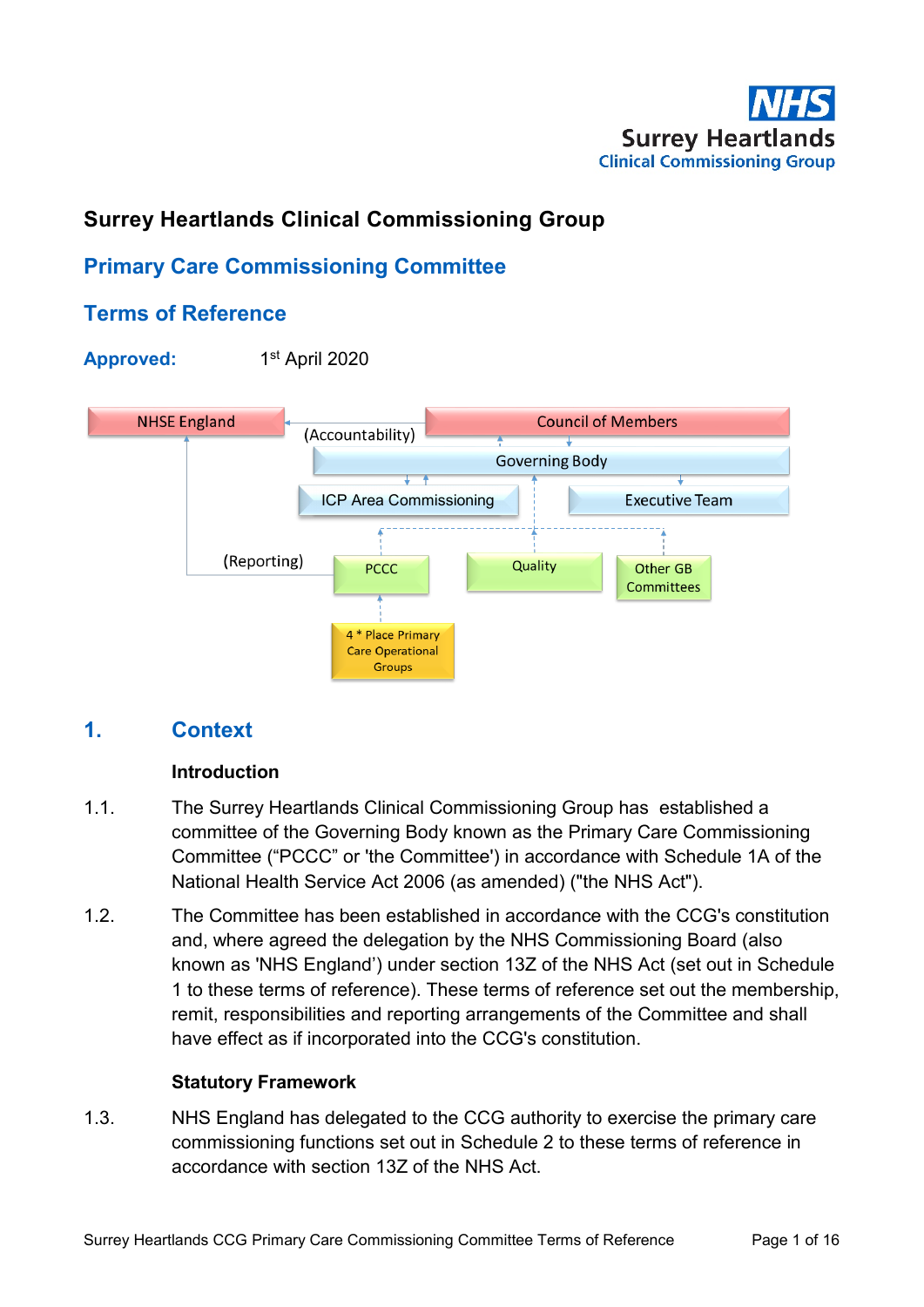# Surrey Heartlands Clinical Commissioning Group

## Primary Care Commissioning Committee

## Terms of Reference

**Approved:** 1st April 2020

NHSE England — (Accountability) — Council of Members

Governing Body

ICP Area Commissioning | Executive Team

(Reporting) PCCC | Quality | Other GB Committees

4 * Place Primary Care Operational Groups

## 1. Context

### Introduction

1.1. The Surrey Heartlands Clinical Commissioning Group has established a committee of the Governing Body known as the Primary Care Commissioning Committee ("PCCC" or 'the Committee') in accordance with Schedule 1A of the National Health Service Act 2006 (as amended) ("the NHS Act").

1.2. The Committee has been established in accordance with the CCG's constitution and, where agreed the delegation by the NHS Commissioning Board (also known as 'NHS England') under section 13Z of the NHS Act (set out in Schedule 1 to these terms of reference). These terms of reference set out the membership, remit, responsibilities and reporting arrangements of the Committee and shall have effect as if incorporated into the CCG's constitution.

### Statutory Framework

1.3. NHS England has delegated to the CCG authority to exercise the primary care commissioning functions set out in Schedule 2 to these terms of reference in accordance with section 13Z of the NHS Act.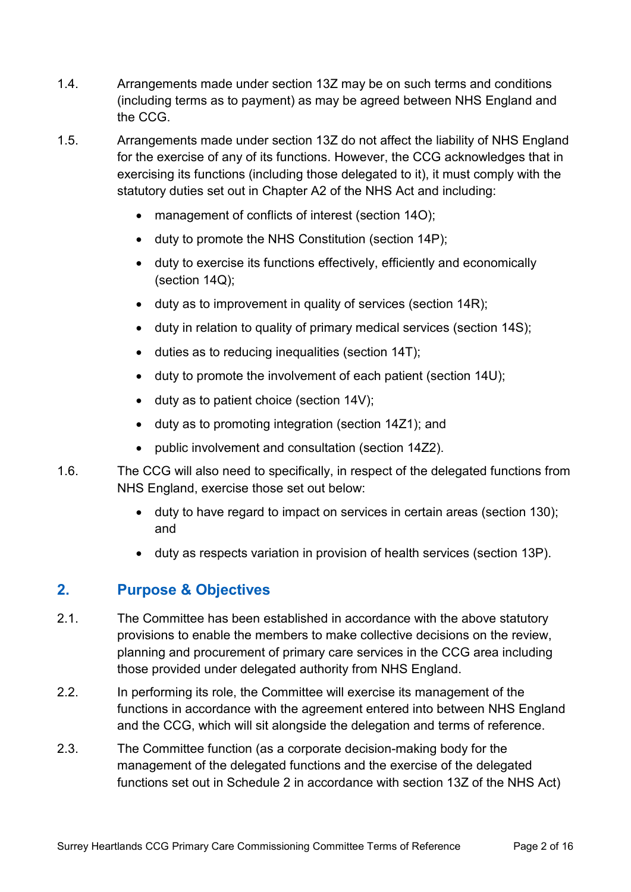1.4. Arrangements made under section 13Z may be on such terms and conditions (including terms as to payment) as may be agreed between NHS England and the CCG.

1.5. Arrangements made under section 13Z do not affect the liability of NHS England for the exercise of any of its functions. However, the CCG acknowledges that in exercising its functions (including those delegated to it), it must comply with the statutory duties set out in Chapter A2 of the NHS Act and including:

- management of conflicts of interest (section 14O);
- duty to promote the NHS Constitution (section 14P);
- duty to exercise its functions effectively, efficiently and economically (section 14Q);
- duty as to improvement in quality of services (section 14R);
- duty in relation to quality of primary medical services (section 14S);
- duties as to reducing inequalities (section 14T);
- duty to promote the involvement of each patient (section 14U);
- duty as to patient choice (section 14V);
- duty as to promoting integration (section 14Z1); and
- public involvement and consultation (section 14Z2).

1.6. The CCG will also need to specifically, in respect of the delegated functions from NHS England, exercise those set out below:

- duty to have regard to impact on services in certain areas (section 130); and
- duty as respects variation in provision of health services (section 13P).

## 2. Purpose & Objectives

2.1. The Committee has been established in accordance with the above statutory provisions to enable the members to make collective decisions on the review, planning and procurement of primary care services in the CCG area including those provided under delegated authority from NHS England.

2.2. In performing its role, the Committee will exercise its management of the functions in accordance with the agreement entered into between NHS England and the CCG, which will sit alongside the delegation and terms of reference.

2.3. The Committee function (as a corporate decision-making body for the management of the delegated functions and the exercise of the delegated functions set out in Schedule 2 in accordance with section 13Z of the NHS Act)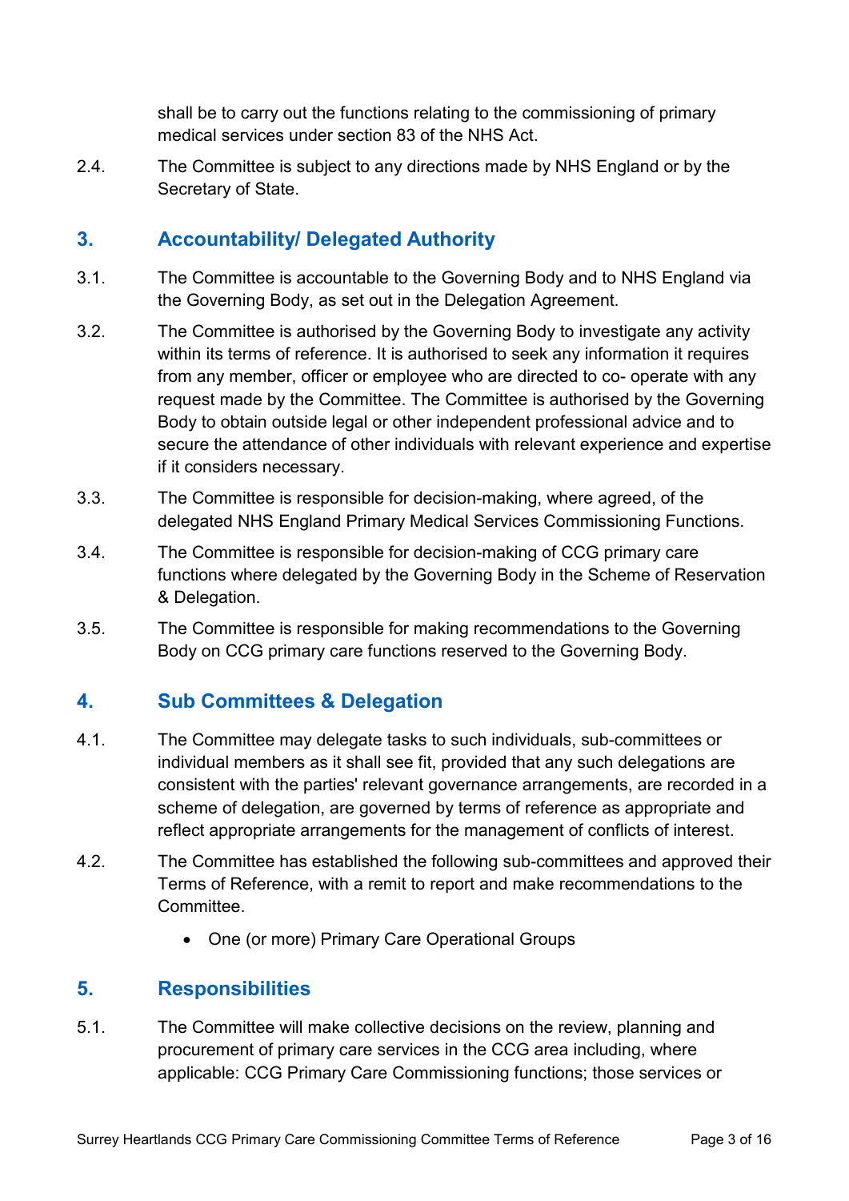shall be to carry out the functions relating to the commissioning of primary medical services under section 83 of the NHS Act.

2.4. The Committee is subject to any directions made by NHS England or by the Secretary of State.

## 3. Accountability/ Delegated Authority

3.1. The Committee is accountable to the Governing Body and to NHS England via the Governing Body, as set out in the Delegation Agreement.

3.2. The Committee is authorised by the Governing Body to investigate any activity within its terms of reference. It is authorised to seek any information it requires from any member, officer or employee who are directed to co- operate with any request made by the Committee. The Committee is authorised by the Governing Body to obtain outside legal or other independent professional advice and to secure the attendance of other individuals with relevant experience and expertise if it considers necessary.

3.3. The Committee is responsible for decision-making, where agreed, of the delegated NHS England Primary Medical Services Commissioning Functions.

3.4. The Committee is responsible for decision-making of CCG primary care functions where delegated by the Governing Body in the Scheme of Reservation & Delegation.

3.5. The Committee is responsible for making recommendations to the Governing Body on CCG primary care functions reserved to the Governing Body.

## 4. Sub Committees & Delegation

4.1. The Committee may delegate tasks to such individuals, sub-committees or individual members as it shall see fit, provided that any such delegations are consistent with the parties' relevant governance arrangements, are recorded in a scheme of delegation, are governed by terms of reference as appropriate and reflect appropriate arrangements for the management of conflicts of interest.

4.2. The Committee has established the following sub-committees and approved their Terms of Reference, with a remit to report and make recommendations to the Committee.

- One (or more) Primary Care Operational Groups

## 5. Responsibilities

5.1. The Committee will make collective decisions on the review, planning and procurement of primary care services in the CCG area including, where applicable: CCG Primary Care Commissioning functions; those services or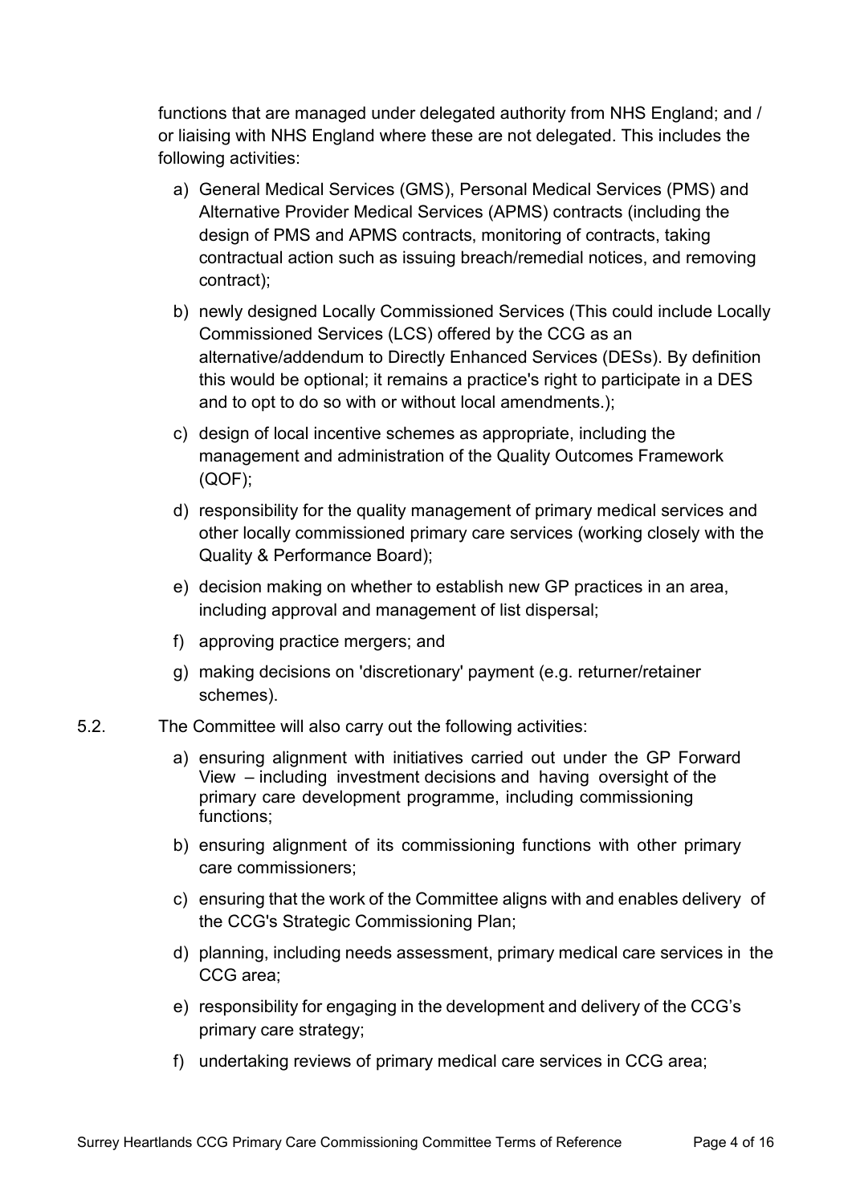functions that are managed under delegated authority from NHS England; and / or liaising with NHS England where these are not delegated. This includes the following activities:

a) General Medical Services (GMS), Personal Medical Services (PMS) and Alternative Provider Medical Services (APMS) contracts (including the design of PMS and APMS contracts, monitoring of contracts, taking contractual action such as issuing breach/remedial notices, and removing contract);

b) newly designed Locally Commissioned Services (This could include Locally Commissioned Services (LCS) offered by the CCG as an alternative/addendum to Directly Enhanced Services (DESs). By definition this would be optional; it remains a practice's right to participate in a DES and to opt to do so with or without local amendments.);

c) design of local incentive schemes as appropriate, including the management and administration of the Quality Outcomes Framework (QOF);

d) responsibility for the quality management of primary medical services and other locally commissioned primary care services (working closely with the Quality & Performance Board);

e) decision making on whether to establish new GP practices in an area, including approval and management of list dispersal;

f) approving practice mergers; and

g) making decisions on 'discretionary' payment (e.g. returner/retainer schemes).

5.2. The Committee will also carry out the following activities:

a) ensuring alignment with initiatives carried out under the GP Forward View – including investment decisions and having oversight of the primary care development programme, including commissioning functions;

b) ensuring alignment of its commissioning functions with other primary care commissioners;

c) ensuring that the work of the Committee aligns with and enables delivery of the CCG's Strategic Commissioning Plan;

d) planning, including needs assessment, primary medical care services in the CCG area;

e) responsibility for engaging in the development and delivery of the CCG's primary care strategy;

f) undertaking reviews of primary medical care services in CCG area;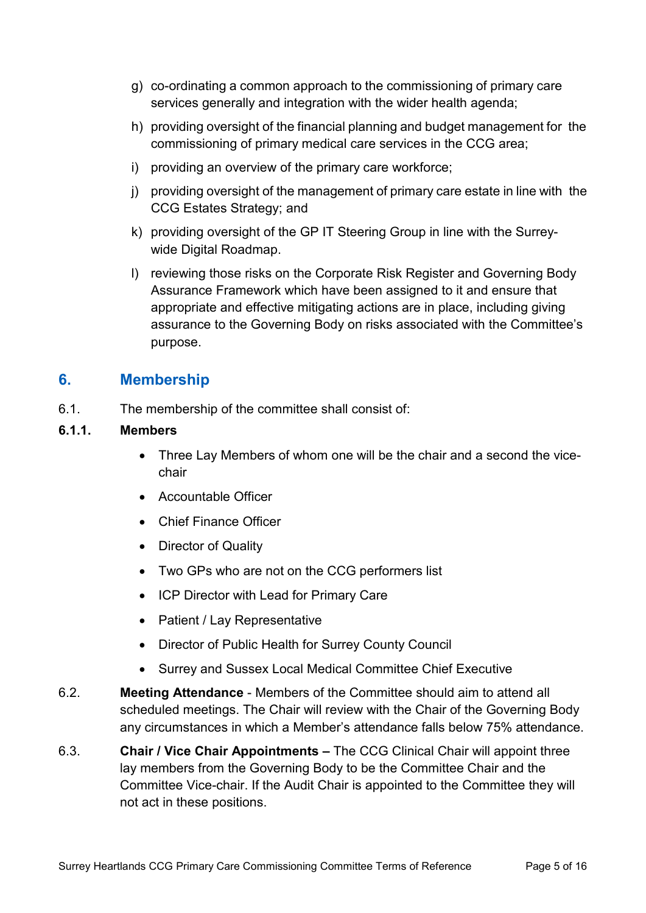g) co-ordinating a common approach to the commissioning of primary care services generally and integration with the wider health agenda;

h) providing oversight of the financial planning and budget management for the commissioning of primary medical care services in the CCG area;

i) providing an overview of the primary care workforce;

j) providing oversight of the management of primary care estate in line with the CCG Estates Strategy; and

k) providing oversight of the GP IT Steering Group in line with the Surrey-wide Digital Roadmap.

l) reviewing those risks on the Corporate Risk Register and Governing Body Assurance Framework which have been assigned to it and ensure that appropriate and effective mitigating actions are in place, including giving assurance to the Governing Body on risks associated with the Committee's purpose.

## 6. Membership

6.1. The membership of the committee shall consist of:

**6.1.1. Members**

- Three Lay Members of whom one will be the chair and a second the vice-chair
- Accountable Officer
- Chief Finance Officer
- Director of Quality
- Two GPs who are not on the CCG performers list
- ICP Director with Lead for Primary Care
- Patient / Lay Representative
- Director of Public Health for Surrey County Council
- Surrey and Sussex Local Medical Committee Chief Executive

6.2. **Meeting Attendance** - Members of the Committee should aim to attend all scheduled meetings. The Chair will review with the Chair of the Governing Body any circumstances in which a Member's attendance falls below 75% attendance.

6.3. **Chair / Vice Chair Appointments –** The CCG Clinical Chair will appoint three lay members from the Governing Body to be the Committee Chair and the Committee Vice-chair. If the Audit Chair is appointed to the Committee they will not act in these positions.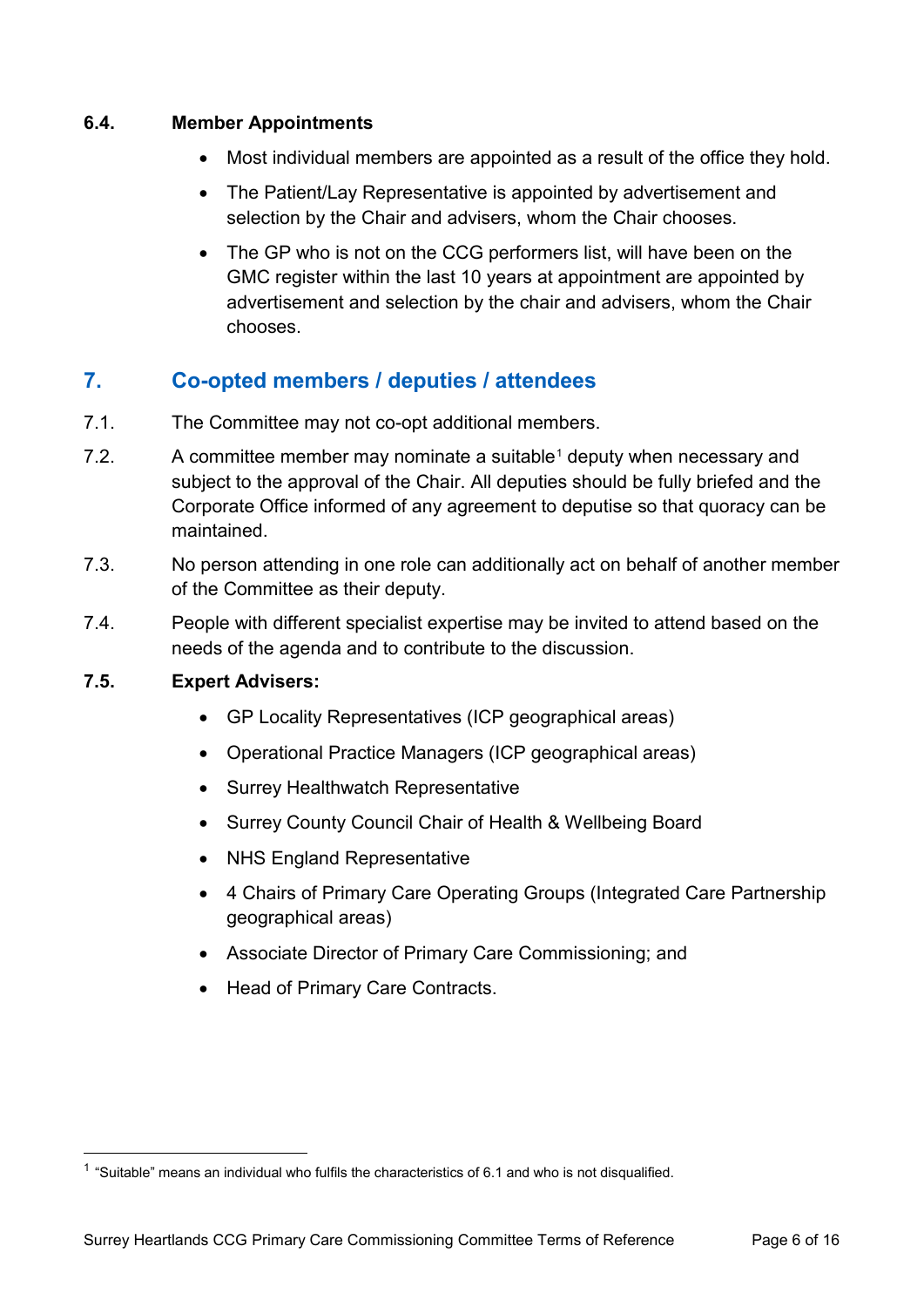### 6.4. Member Appointments

- Most individual members are appointed as a result of the office they hold.
- The Patient/Lay Representative is appointed by advertisement and selection by the Chair and advisers, whom the Chair chooses.
- The GP who is not on the CCG performers list, will have been on the GMC register within the last 10 years at appointment are appointed by advertisement and selection by the chair and advisers, whom the Chair chooses.

## 7. Co-opted members / deputies / attendees

7.1. The Committee may not co-opt additional members.

7.2. A committee member may nominate a suitable[1] deputy when necessary and subject to the approval of the Chair. All deputies should be fully briefed and the Corporate Office informed of any agreement to deputise so that quoracy can be maintained.

7.3. No person attending in one role can additionally act on behalf of another member of the Committee as their deputy.

7.4. People with different specialist expertise may be invited to attend based on the needs of the agenda and to contribute to the discussion.

**7.5. Expert Advisers:**

- GP Locality Representatives (ICP geographical areas)
- Operational Practice Managers (ICP geographical areas)
- Surrey Healthwatch Representative
- Surrey County Council Chair of Health & Wellbeing Board
- NHS England Representative
- 4 Chairs of Primary Care Operating Groups (Integrated Care Partnership geographical areas)
- Associate Director of Primary Care Commissioning; and
- Head of Primary Care Contracts.

[1] "Suitable" means an individual who fulfils the characteristics of 6.1 and who is not disqualified.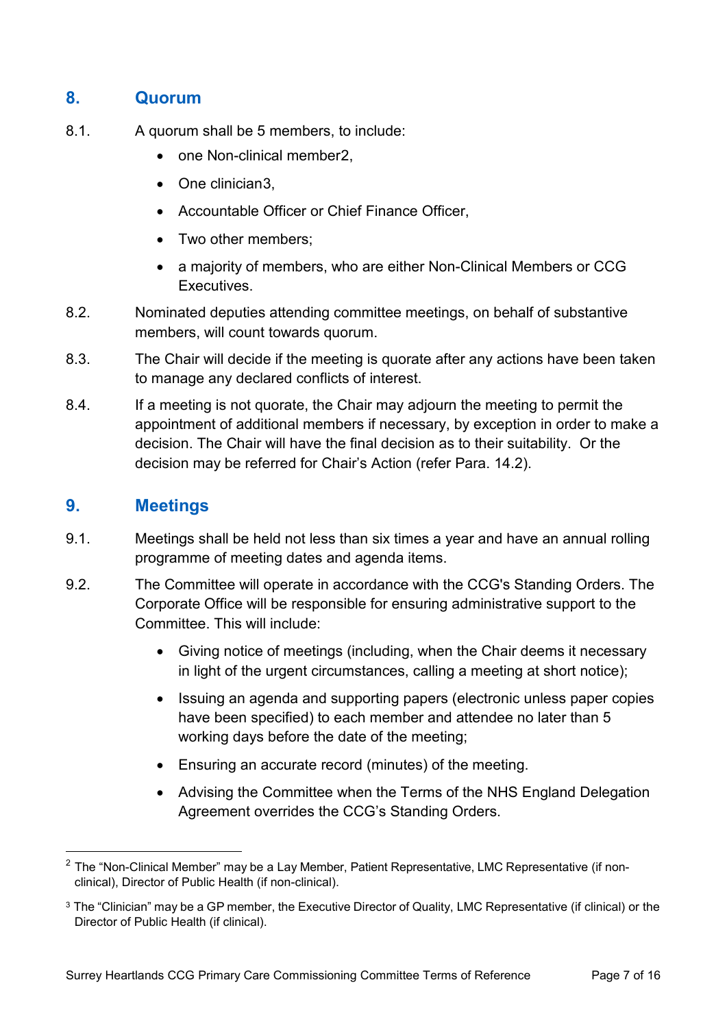## 8. Quorum

8.1. A quorum shall be 5 members, to include:

- one Non-clinical member[2],
- One clinician[3],
- Accountable Officer or Chief Finance Officer,
- Two other members;
- a majority of members, who are either Non-Clinical Members or CCG Executives.

8.2. Nominated deputies attending committee meetings, on behalf of substantive members, will count towards quorum.

8.3. The Chair will decide if the meeting is quorate after any actions have been taken to manage any declared conflicts of interest.

8.4. If a meeting is not quorate, the Chair may adjourn the meeting to permit the appointment of additional members if necessary, by exception in order to make a decision. The Chair will have the final decision as to their suitability. Or the decision may be referred for Chair's Action (refer Para. 14.2).

## 9. Meetings

9.1. Meetings shall be held not less than six times a year and have an annual rolling programme of meeting dates and agenda items.

9.2. The Committee will operate in accordance with the CCG's Standing Orders. The Corporate Office will be responsible for ensuring administrative support to the Committee. This will include:

- Giving notice of meetings (including, when the Chair deems it necessary in light of the urgent circumstances, calling a meeting at short notice);
- Issuing an agenda and supporting papers (electronic unless paper copies have been specified) to each member and attendee no later than 5 working days before the date of the meeting;
- Ensuring an accurate record (minutes) of the meeting.
- Advising the Committee when the Terms of the NHS England Delegation Agreement overrides the CCG's Standing Orders.

---

[2] The "Non-Clinical Member" may be a Lay Member, Patient Representative, LMC Representative (if non-clinical), Director of Public Health (if non-clinical).

[3] The "Clinician" may be a GP member, the Executive Director of Quality, LMC Representative (if clinical) or the Director of Public Health (if clinical).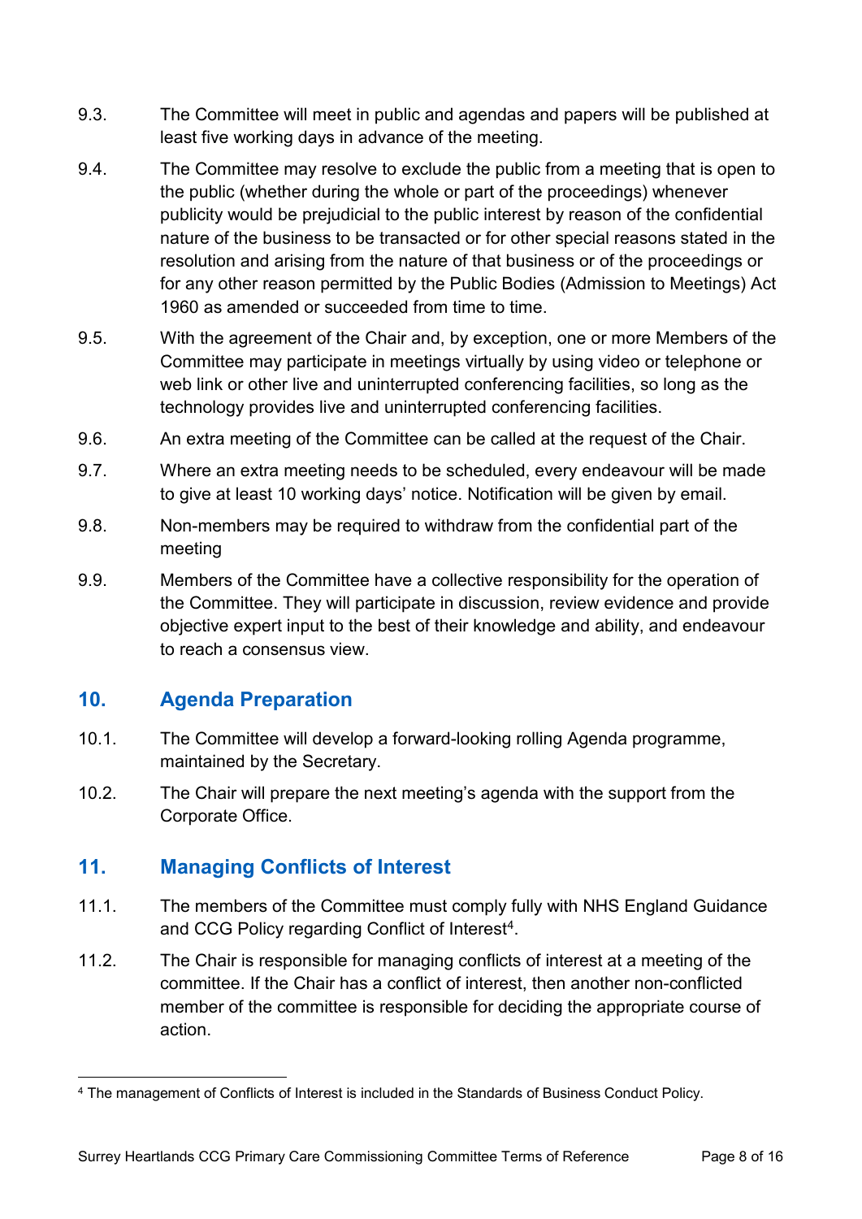9.3. The Committee will meet in public and agendas and papers will be published at least five working days in advance of the meeting.

9.4. The Committee may resolve to exclude the public from a meeting that is open to the public (whether during the whole or part of the proceedings) whenever publicity would be prejudicial to the public interest by reason of the confidential nature of the business to be transacted or for other special reasons stated in the resolution and arising from the nature of that business or of the proceedings or for any other reason permitted by the Public Bodies (Admission to Meetings) Act 1960 as amended or succeeded from time to time.

9.5. With the agreement of the Chair and, by exception, one or more Members of the Committee may participate in meetings virtually by using video or telephone or web link or other live and uninterrupted conferencing facilities, so long as the technology provides live and uninterrupted conferencing facilities.

9.6. An extra meeting of the Committee can be called at the request of the Chair.

9.7. Where an extra meeting needs to be scheduled, every endeavour will be made to give at least 10 working days' notice. Notification will be given by email.

9.8. Non-members may be required to withdraw from the confidential part of the meeting

9.9. Members of the Committee have a collective responsibility for the operation of the Committee. They will participate in discussion, review evidence and provide objective expert input to the best of their knowledge and ability, and endeavour to reach a consensus view.

## 10. Agenda Preparation

10.1. The Committee will develop a forward-looking rolling Agenda programme, maintained by the Secretary.

10.2. The Chair will prepare the next meeting's agenda with the support from the Corporate Office.

## 11. Managing Conflicts of Interest

11.1. The members of the Committee must comply fully with NHS England Guidance and CCG Policy regarding Conflict of Interest[4].

11.2. The Chair is responsible for managing conflicts of interest at a meeting of the committee. If the Chair has a conflict of interest, then another non-conflicted member of the committee is responsible for deciding the appropriate course of action.

[4] The management of Conflicts of Interest is included in the Standards of Business Conduct Policy.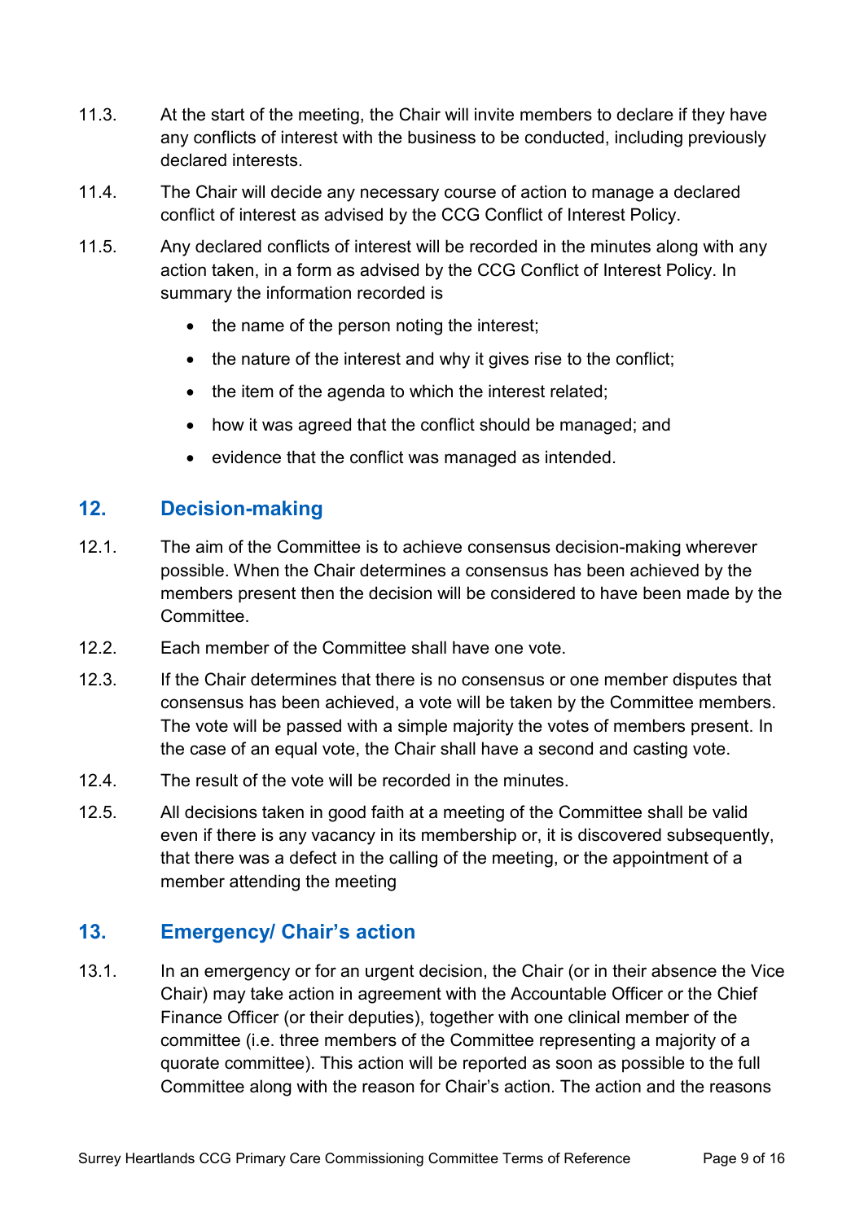11.3. At the start of the meeting, the Chair will invite members to declare if they have any conflicts of interest with the business to be conducted, including previously declared interests.

11.4. The Chair will decide any necessary course of action to manage a declared conflict of interest as advised by the CCG Conflict of Interest Policy.

11.5. Any declared conflicts of interest will be recorded in the minutes along with any action taken, in a form as advised by the CCG Conflict of Interest Policy. In summary the information recorded is

- the name of the person noting the interest;
- the nature of the interest and why it gives rise to the conflict;
- the item of the agenda to which the interest related;
- how it was agreed that the conflict should be managed; and
- evidence that the conflict was managed as intended.

## 12. Decision-making

12.1. The aim of the Committee is to achieve consensus decision-making wherever possible. When the Chair determines a consensus has been achieved by the members present then the decision will be considered to have been made by the Committee.

12.2. Each member of the Committee shall have one vote.

12.3. If the Chair determines that there is no consensus or one member disputes that consensus has been achieved, a vote will be taken by the Committee members. The vote will be passed with a simple majority the votes of members present. In the case of an equal vote, the Chair shall have a second and casting vote.

12.4. The result of the vote will be recorded in the minutes.

12.5. All decisions taken in good faith at a meeting of the Committee shall be valid even if there is any vacancy in its membership or, it is discovered subsequently, that there was a defect in the calling of the meeting, or the appointment of a member attending the meeting

## 13. Emergency/ Chair's action

13.1. In an emergency or for an urgent decision, the Chair (or in their absence the Vice Chair) may take action in agreement with the Accountable Officer or the Chief Finance Officer (or their deputies), together with one clinical member of the committee (i.e. three members of the Committee representing a majority of a quorate committee). This action will be reported as soon as possible to the full Committee along with the reason for Chair's action. The action and the reasons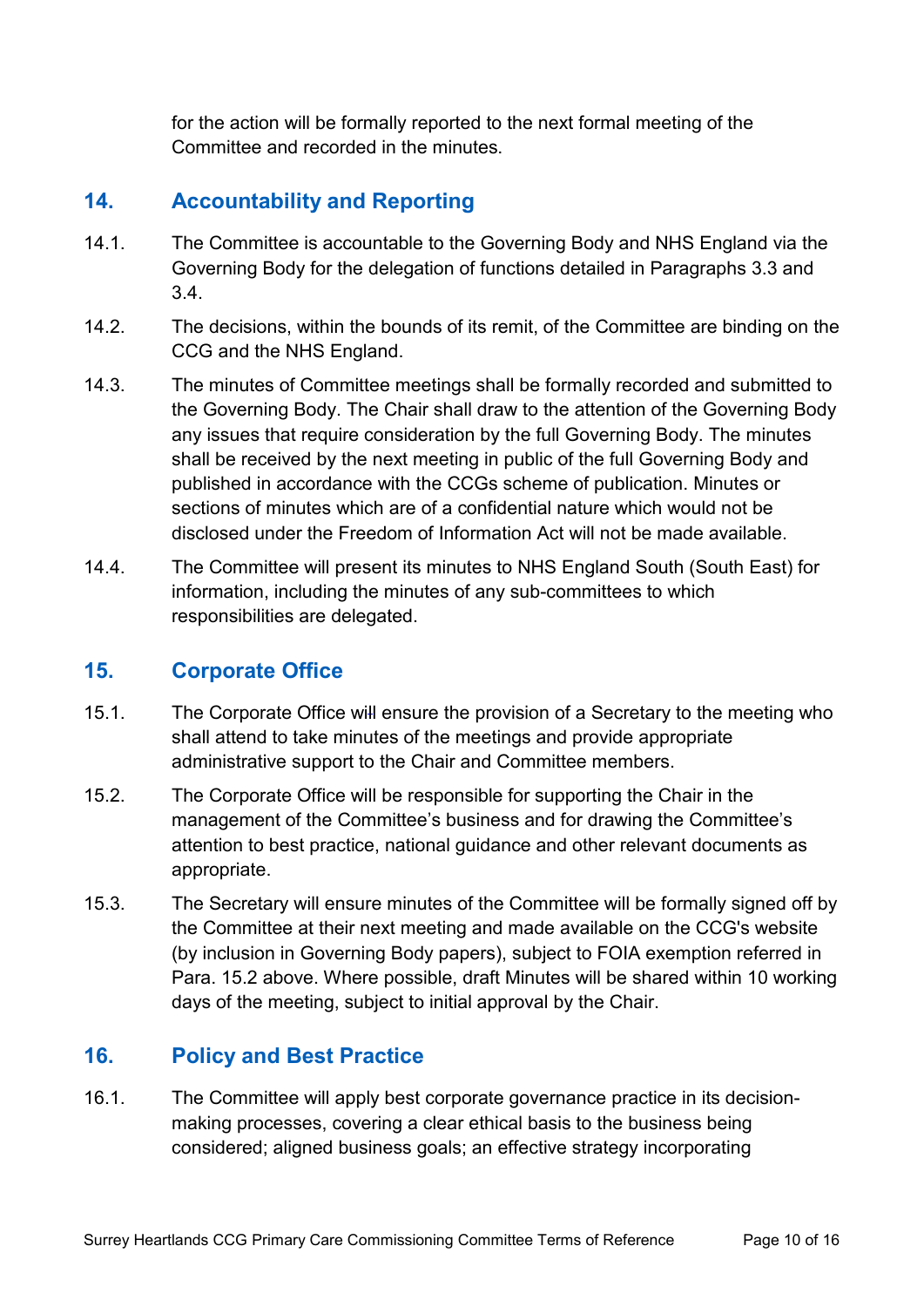for the action will be formally reported to the next formal meeting of the Committee and recorded in the minutes.

## 14. Accountability and Reporting

14.1. The Committee is accountable to the Governing Body and NHS England via the Governing Body for the delegation of functions detailed in Paragraphs 3.3 and 3.4.

14.2. The decisions, within the bounds of its remit, of the Committee are binding on the CCG and the NHS England.

14.3. The minutes of Committee meetings shall be formally recorded and submitted to the Governing Body. The Chair shall draw to the attention of the Governing Body any issues that require consideration by the full Governing Body. The minutes shall be received by the next meeting in public of the full Governing Body and published in accordance with the CCGs scheme of publication. Minutes or sections of minutes which are of a confidential nature which would not be disclosed under the Freedom of Information Act will not be made available.

14.4. The Committee will present its minutes to NHS England South (South East) for information, including the minutes of any sub-committees to which responsibilities are delegated.

## 15. Corporate Office

15.1. The Corporate Office will ensure the provision of a Secretary to the meeting who shall attend to take minutes of the meetings and provide appropriate administrative support to the Chair and Committee members.

15.2. The Corporate Office will be responsible for supporting the Chair in the management of the Committee's business and for drawing the Committee's attention to best practice, national guidance and other relevant documents as appropriate.

15.3. The Secretary will ensure minutes of the Committee will be formally signed off by the Committee at their next meeting and made available on the CCG's website (by inclusion in Governing Body papers), subject to FOIA exemption referred in Para. 15.2 above. Where possible, draft Minutes will be shared within 10 working days of the meeting, subject to initial approval by the Chair.

## 16. Policy and Best Practice

16.1. The Committee will apply best corporate governance practice in its decision-making processes, covering a clear ethical basis to the business being considered; aligned business goals; an effective strategy incorporating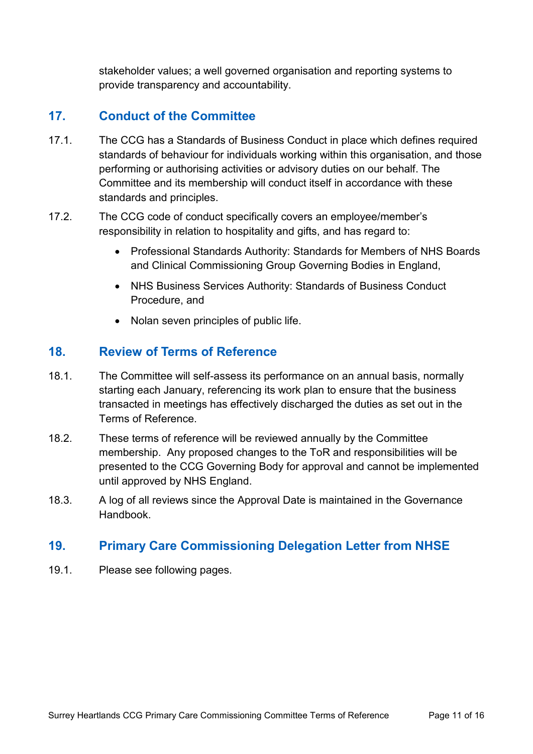stakeholder values; a well governed organisation and reporting systems to provide transparency and accountability.

## 17. Conduct of the Committee

17.1. The CCG has a Standards of Business Conduct in place which defines required standards of behaviour for individuals working within this organisation, and those performing or authorising activities or advisory duties on our behalf. The Committee and its membership will conduct itself in accordance with these standards and principles.

17.2. The CCG code of conduct specifically covers an employee/member's responsibility in relation to hospitality and gifts, and has regard to:

- Professional Standards Authority: Standards for Members of NHS Boards and Clinical Commissioning Group Governing Bodies in England,
- NHS Business Services Authority: Standards of Business Conduct Procedure, and
- Nolan seven principles of public life.

## 18. Review of Terms of Reference

18.1. The Committee will self-assess its performance on an annual basis, normally starting each January, referencing its work plan to ensure that the business transacted in meetings has effectively discharged the duties as set out in the Terms of Reference.

18.2. These terms of reference will be reviewed annually by the Committee membership. Any proposed changes to the ToR and responsibilities will be presented to the CCG Governing Body for approval and cannot be implemented until approved by NHS England.

18.3. A log of all reviews since the Approval Date is maintained in the Governance Handbook.

## 19. Primary Care Commissioning Delegation Letter from NHSE

19.1. Please see following pages.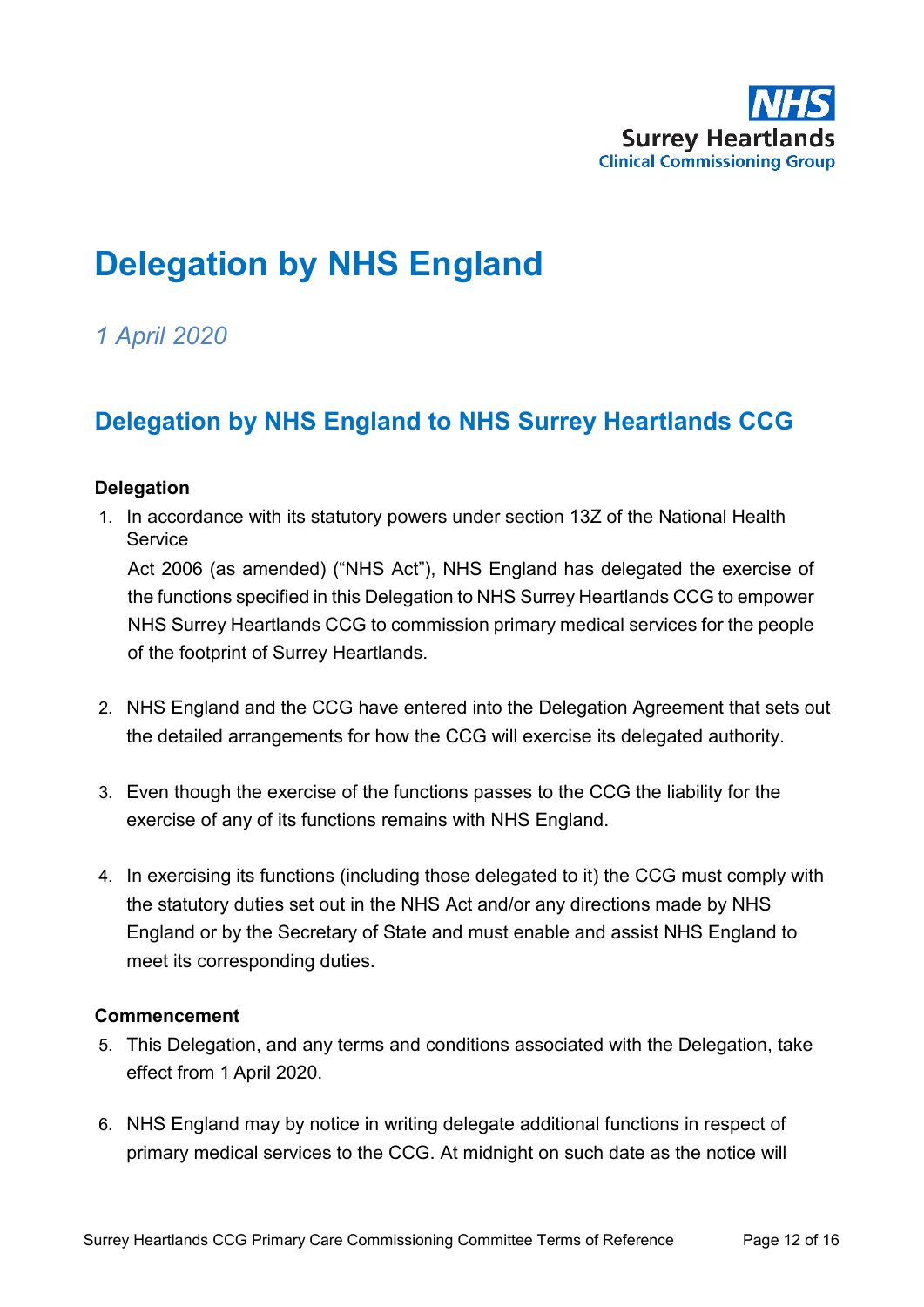# Delegation by NHS England

*1 April 2020*

## Delegation by NHS England to NHS Surrey Heartlands CCG

**Delegation**

1. In accordance with its statutory powers under section 13Z of the National Health Service Act 2006 (as amended) ("NHS Act"), NHS England has delegated the exercise of the functions specified in this Delegation to NHS Surrey Heartlands CCG to empower NHS Surrey Heartlands CCG to commission primary medical services for the people of the footprint of Surrey Heartlands.

2. NHS England and the CCG have entered into the Delegation Agreement that sets out the detailed arrangements for how the CCG will exercise its delegated authority.

3. Even though the exercise of the functions passes to the CCG the liability for the exercise of any of its functions remains with NHS England.

4. In exercising its functions (including those delegated to it) the CCG must comply with the statutory duties set out in the NHS Act and/or any directions made by NHS England or by the Secretary of State and must enable and assist NHS England to meet its corresponding duties.

**Commencement**

5. This Delegation, and any terms and conditions associated with the Delegation, take effect from 1 April 2020.

6. NHS England may by notice in writing delegate additional functions in respect of primary medical services to the CCG. At midnight on such date as the notice will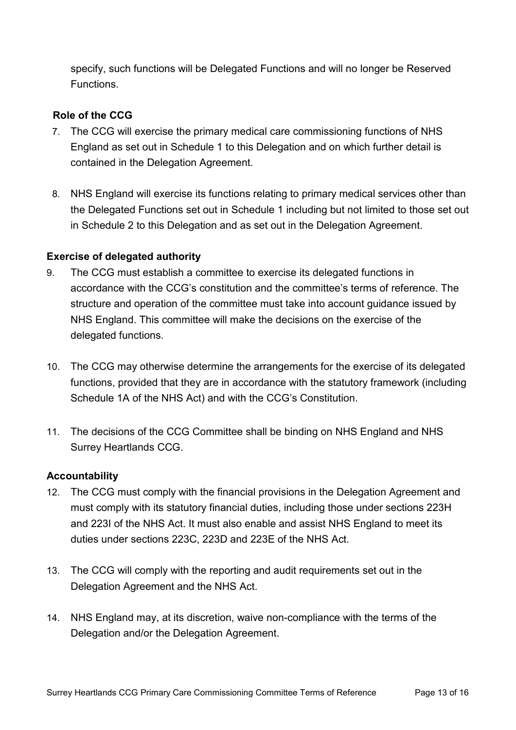specify, such functions will be Delegated Functions and will no longer be Reserved Functions.

**Role of the CCG**

7. The CCG will exercise the primary medical care commissioning functions of NHS England as set out in Schedule 1 to this Delegation and on which further detail is contained in the Delegation Agreement.

8. NHS England will exercise its functions relating to primary medical services other than the Delegated Functions set out in Schedule 1 including but not limited to those set out in Schedule 2 to this Delegation and as set out in the Delegation Agreement.

**Exercise of delegated authority**

9. The CCG must establish a committee to exercise its delegated functions in accordance with the CCG's constitution and the committee's terms of reference. The structure and operation of the committee must take into account guidance issued by NHS England. This committee will make the decisions on the exercise of the delegated functions.

10. The CCG may otherwise determine the arrangements for the exercise of its delegated functions, provided that they are in accordance with the statutory framework (including Schedule 1A of the NHS Act) and with the CCG's Constitution.

11. The decisions of the CCG Committee shall be binding on NHS England and NHS Surrey Heartlands CCG.

**Accountability**

12. The CCG must comply with the financial provisions in the Delegation Agreement and must comply with its statutory financial duties, including those under sections 223H and 223I of the NHS Act. It must also enable and assist NHS England to meet its duties under sections 223C, 223D and 223E of the NHS Act.

13. The CCG will comply with the reporting and audit requirements set out in the Delegation Agreement and the NHS Act.

14. NHS England may, at its discretion, waive non-compliance with the terms of the Delegation and/or the Delegation Agreement.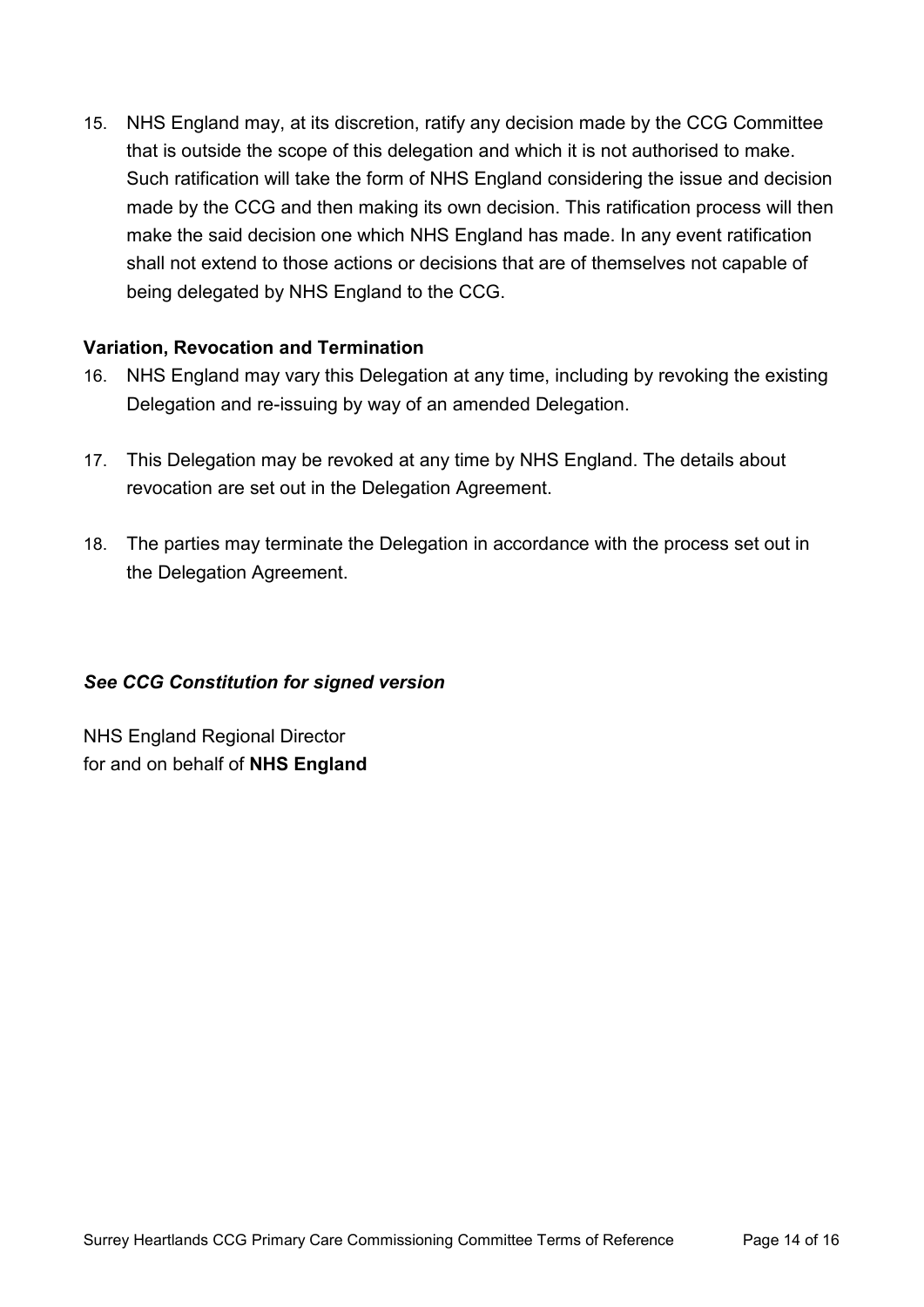15. NHS England may, at its discretion, ratify any decision made by the CCG Committee that is outside the scope of this delegation and which it is not authorised to make. Such ratification will take the form of NHS England considering the issue and decision made by the CCG and then making its own decision. This ratification process will then make the said decision one which NHS England has made. In any event ratification shall not extend to those actions or decisions that are of themselves not capable of being delegated by NHS England to the CCG.

**Variation, Revocation and Termination**

16. NHS England may vary this Delegation at any time, including by revoking the existing Delegation and re-issuing by way of an amended Delegation.

17. This Delegation may be revoked at any time by NHS England. The details about revocation are set out in the Delegation Agreement.

18. The parties may terminate the Delegation in accordance with the process set out in the Delegation Agreement.

***See CCG Constitution for signed version***

NHS England Regional Director
for and on behalf of **NHS England**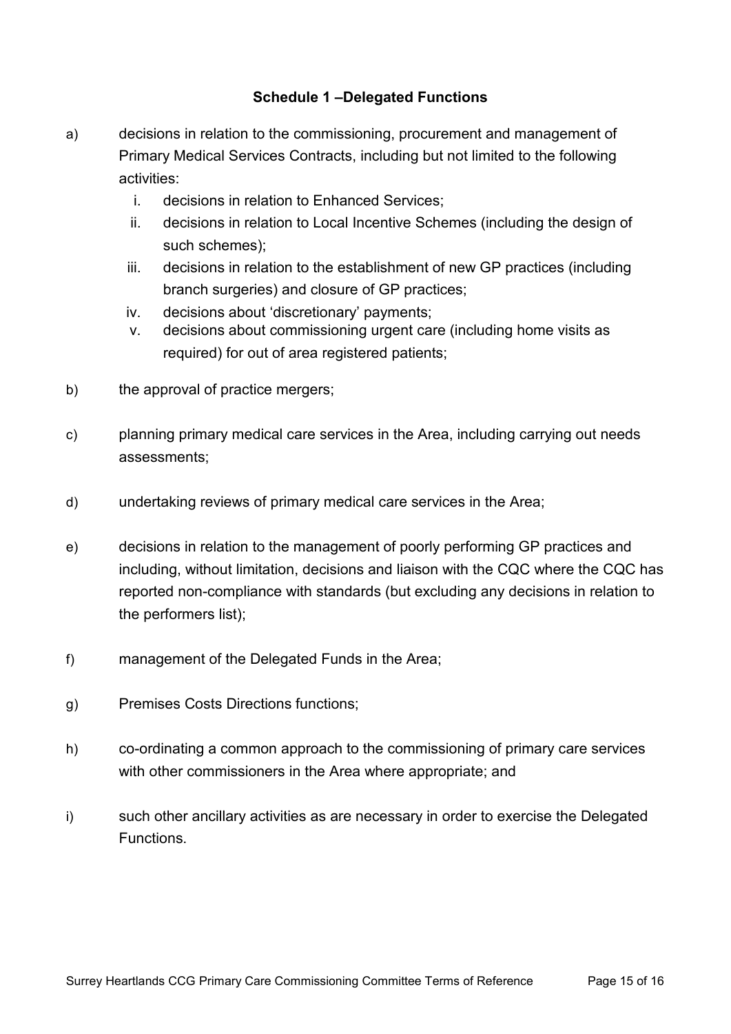## Schedule 1 –Delegated Functions

a) decisions in relation to the commissioning, procurement and management of Primary Medical Services Contracts, including but not limited to the following activities:
   i. decisions in relation to Enhanced Services;
   ii. decisions in relation to Local Incentive Schemes (including the design of such schemes);
   iii. decisions in relation to the establishment of new GP practices (including branch surgeries) and closure of GP practices;
   iv. decisions about 'discretionary' payments;
   v. decisions about commissioning urgent care (including home visits as required) for out of area registered patients;

b) the approval of practice mergers;

c) planning primary medical care services in the Area, including carrying out needs assessments;

d) undertaking reviews of primary medical care services in the Area;

e) decisions in relation to the management of poorly performing GP practices and including, without limitation, decisions and liaison with the CQC where the CQC has reported non-compliance with standards (but excluding any decisions in relation to the performers list);

f) management of the Delegated Funds in the Area;

g) Premises Costs Directions functions;

h) co-ordinating a common approach to the commissioning of primary care services with other commissioners in the Area where appropriate; and

i) such other ancillary activities as are necessary in order to exercise the Delegated Functions.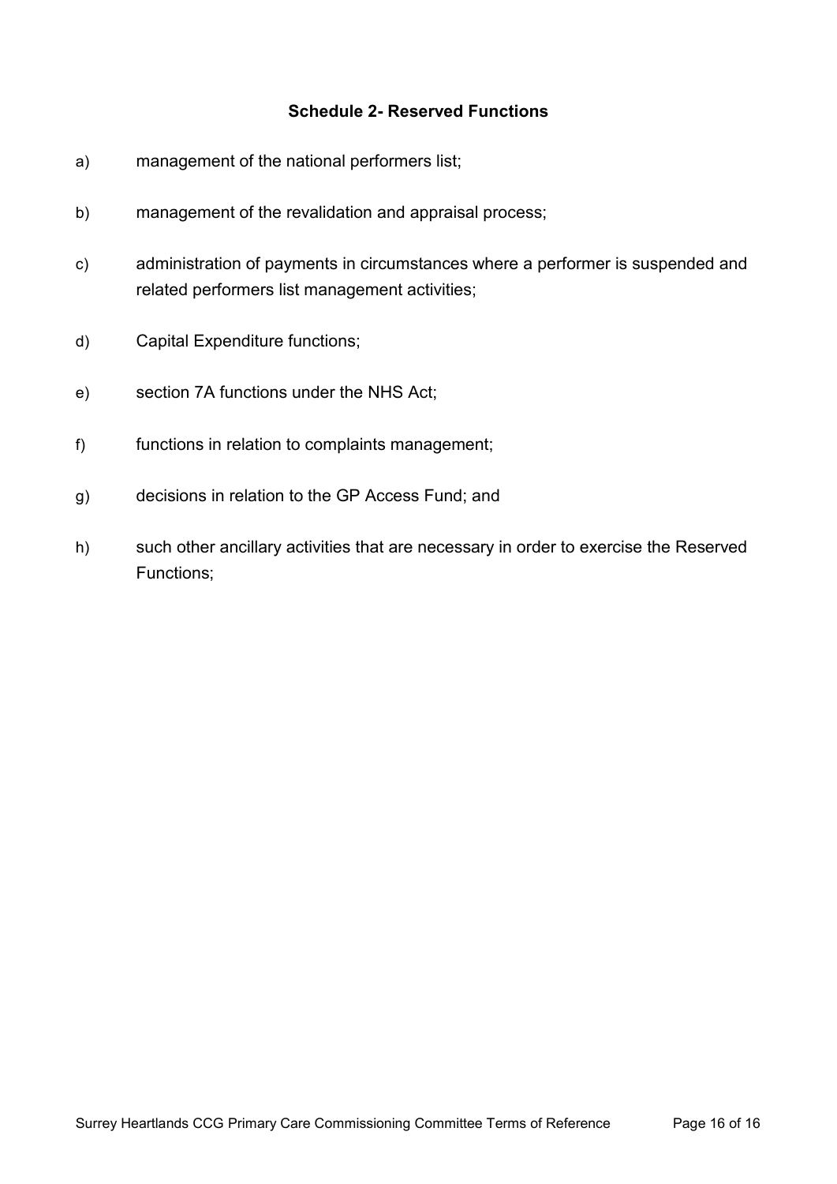### Schedule 2- Reserved Functions

a) management of the national performers list;

b) management of the revalidation and appraisal process;

c) administration of payments in circumstances where a performer is suspended and related performers list management activities;

d) Capital Expenditure functions;

e) section 7A functions under the NHS Act;

f) functions in relation to complaints management;

g) decisions in relation to the GP Access Fund; and

h) such other ancillary activities that are necessary in order to exercise the Reserved Functions;